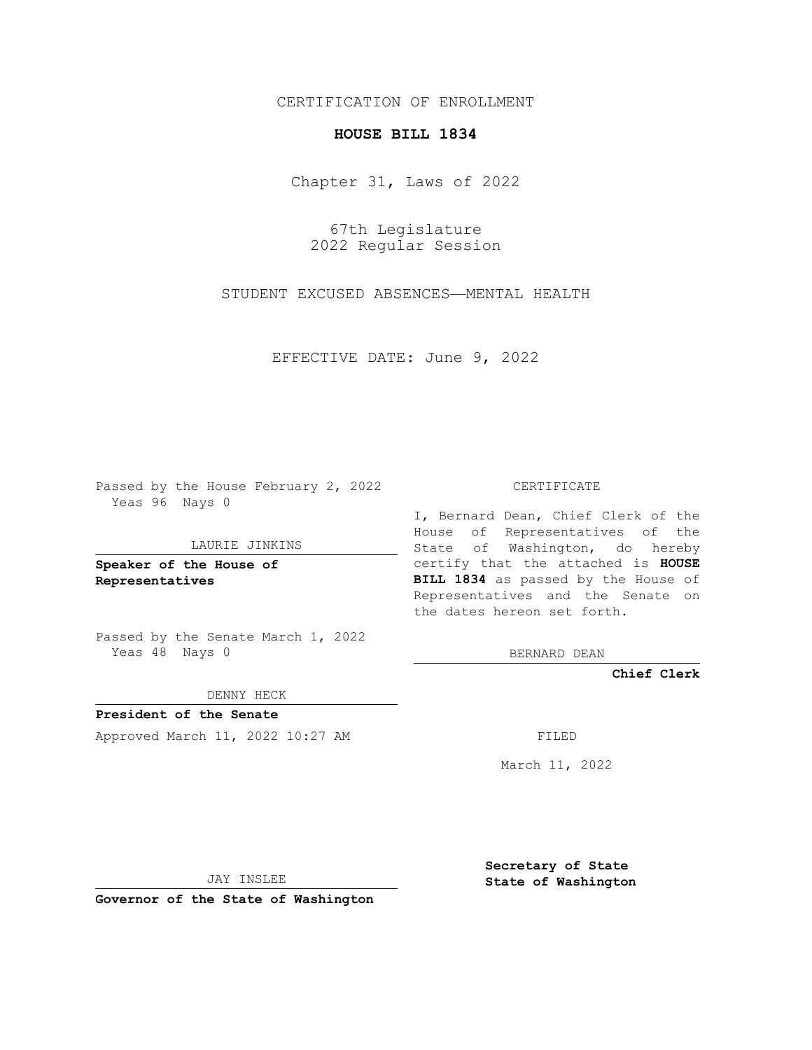CERTIFICATION OF ENROLLMENT

# HOUSE BILL 1834

Chapter 31, Laws of 2022

67th Legislature
2022 Regular Session

STUDENT EXCUSED ABSENCES—MENTAL HEALTH

EFFECTIVE DATE: June 9, 2022

Passed by the House February 2, 2022
Yeas 96 Nays 0

LAURIE JINKINS

**Speaker of the House of Representatives**

Passed by the Senate March 1, 2022
Yeas 48 Nays 0

DENNY HECK

**President of the Senate**

Approved March 11, 2022 10:27 AM

JAY INSLEE

**Governor of the State of Washington**

CERTIFICATE

I, Bernard Dean, Chief Clerk of the House of Representatives of the State of Washington, do hereby certify that the attached is **HOUSE BILL 1834** as passed by the House of Representatives and the Senate on the dates hereon set forth.

BERNARD DEAN

**Chief Clerk**

FILED

March 11, 2022

**Secretary of State**
**State of Washington**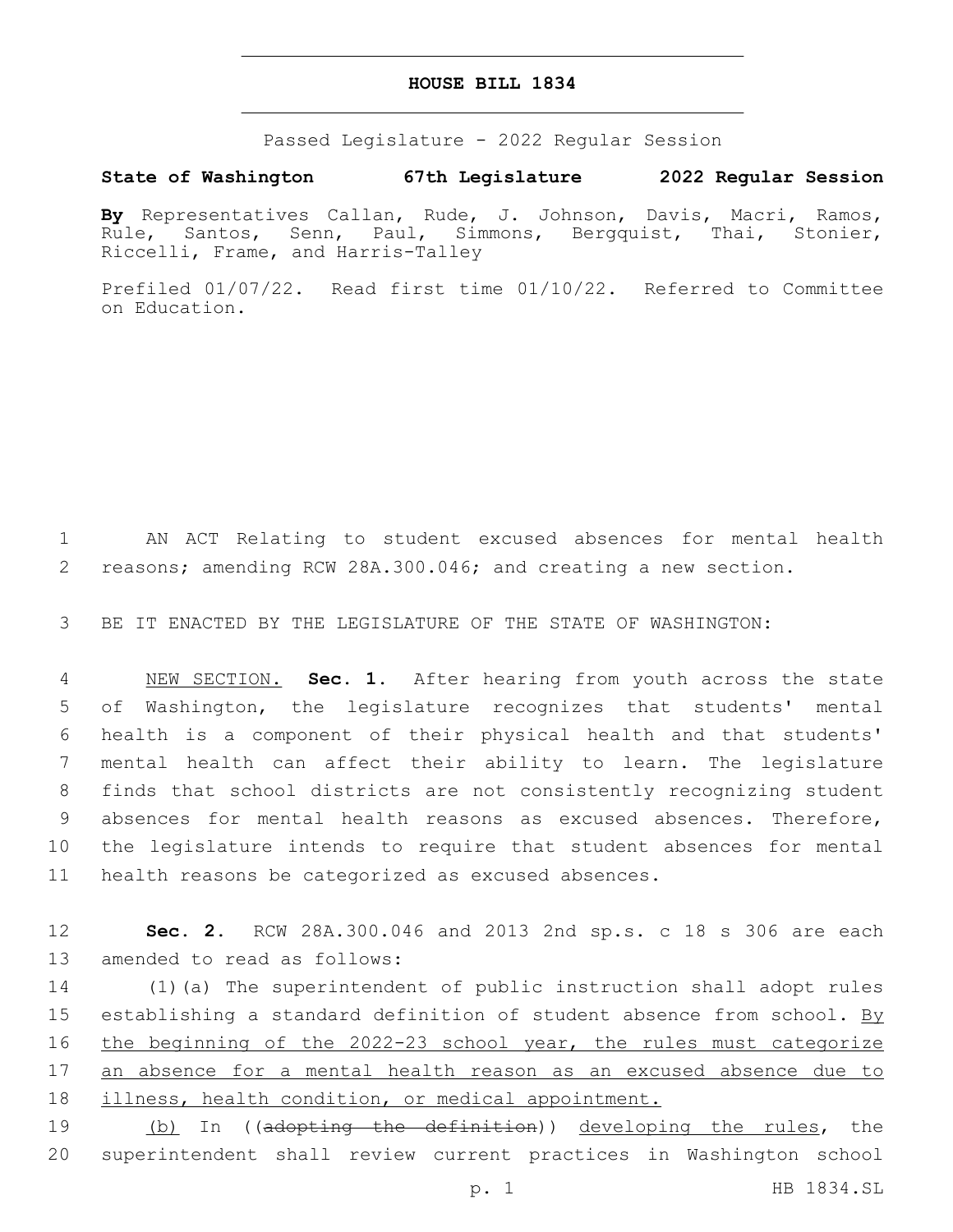# HOUSE BILL 1834

Passed Legislature - 2022 Regular Session

**State of Washington 67th Legislature 2022 Regular Session**

**By** Representatives Callan, Rude, J. Johnson, Davis, Macri, Ramos, Rule, Santos, Senn, Paul, Simmons, Bergquist, Thai, Stonier, Riccelli, Frame, and Harris-Talley

Prefiled 01/07/22. Read first time 01/10/22. Referred to Committee on Education.

AN ACT Relating to student excused absences for mental health reasons; amending RCW 28A.300.046; and creating a new section.

BE IT ENACTED BY THE LEGISLATURE OF THE STATE OF WASHINGTON:

NEW SECTION. **Sec. 1.** After hearing from youth across the state of Washington, the legislature recognizes that students' mental health is a component of their physical health and that students' mental health can affect their ability to learn. The legislature finds that school districts are not consistently recognizing student absences for mental health reasons as excused absences. Therefore, the legislature intends to require that student absences for mental health reasons be categorized as excused absences.

**Sec. 2.** RCW 28A.300.046 and 2013 2nd sp.s. c 18 s 306 are each amended to read as follows:

(1)(a) The superintendent of public instruction shall adopt rules establishing a standard definition of student absence from school. By the beginning of the 2022-23 school year, the rules must categorize an absence for a mental health reason as an excused absence due to illness, health condition, or medical appointment.

(b) In ((~~adopting the definition~~)) developing the rules, the superintendent shall review current practices in Washington school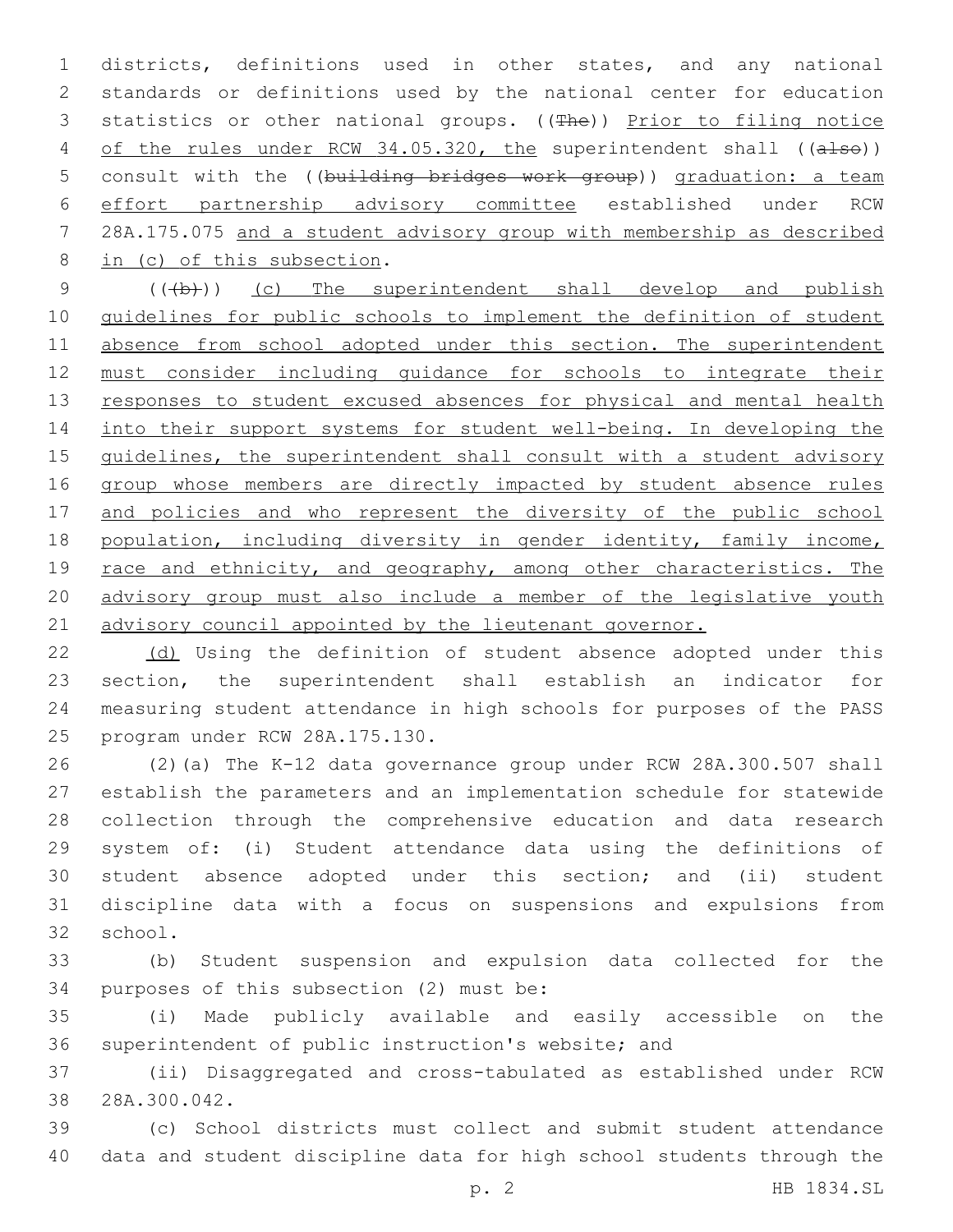districts, definitions used in other states, and any national standards or definitions used by the national center for education statistics or other national groups. ((The)) Prior to filing notice of the rules under RCW 34.05.320, the superintendent shall ((also)) consult with the ((building bridges work group)) graduation: a team effort partnership advisory committee established under RCW 28A.175.075 and a student advisory group with membership as described in (c) of this subsection.

(((b))) (c) The superintendent shall develop and publish guidelines for public schools to implement the definition of student absence from school adopted under this section. The superintendent must consider including guidance for schools to integrate their responses to student excused absences for physical and mental health into their support systems for student well-being. In developing the guidelines, the superintendent shall consult with a student advisory group whose members are directly impacted by student absence rules and policies and who represent the diversity of the public school population, including diversity in gender identity, family income, race and ethnicity, and geography, among other characteristics. The advisory group must also include a member of the legislative youth advisory council appointed by the lieutenant governor.

(d) Using the definition of student absence adopted under this section, the superintendent shall establish an indicator for measuring student attendance in high schools for purposes of the PASS program under RCW 28A.175.130.

(2)(a) The K-12 data governance group under RCW 28A.300.507 shall establish the parameters and an implementation schedule for statewide collection through the comprehensive education and data research system of: (i) Student attendance data using the definitions of student absence adopted under this section; and (ii) student discipline data with a focus on suspensions and expulsions from school.

(b) Student suspension and expulsion data collected for the purposes of this subsection (2) must be:

(i) Made publicly available and easily accessible on the superintendent of public instruction's website; and

(ii) Disaggregated and cross-tabulated as established under RCW 28A.300.042.

(c) School districts must collect and submit student attendance data and student discipline data for high school students through the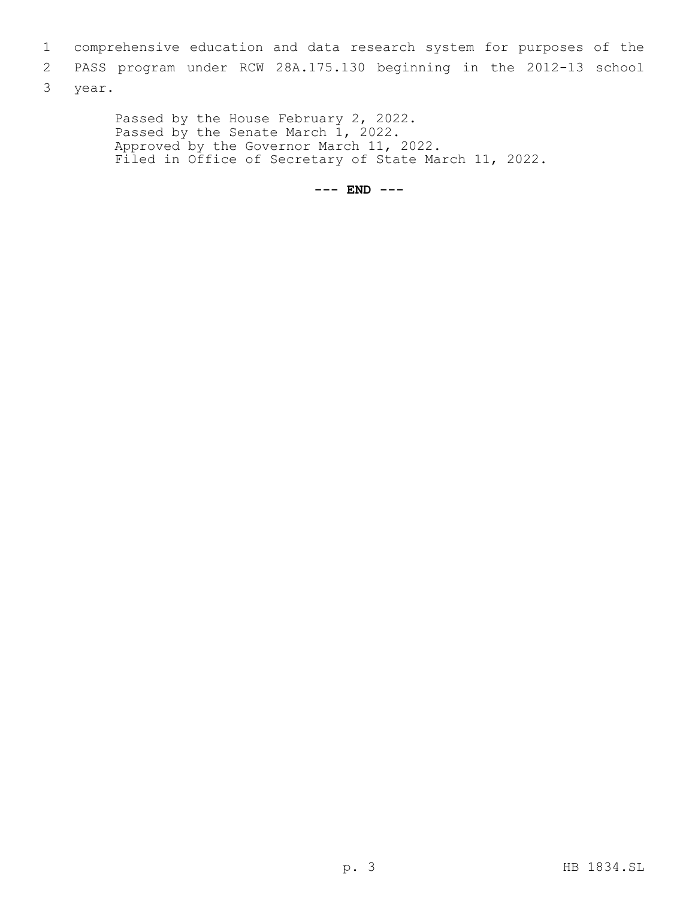comprehensive education and data research system for purposes of the PASS program under RCW 28A.175.130 beginning in the 2012-13 school year.

Passed by the House February 2, 2022.
Passed by the Senate March 1, 2022.
Approved by the Governor March 11, 2022.
Filed in Office of Secretary of State March 11, 2022.

**--- END ---**